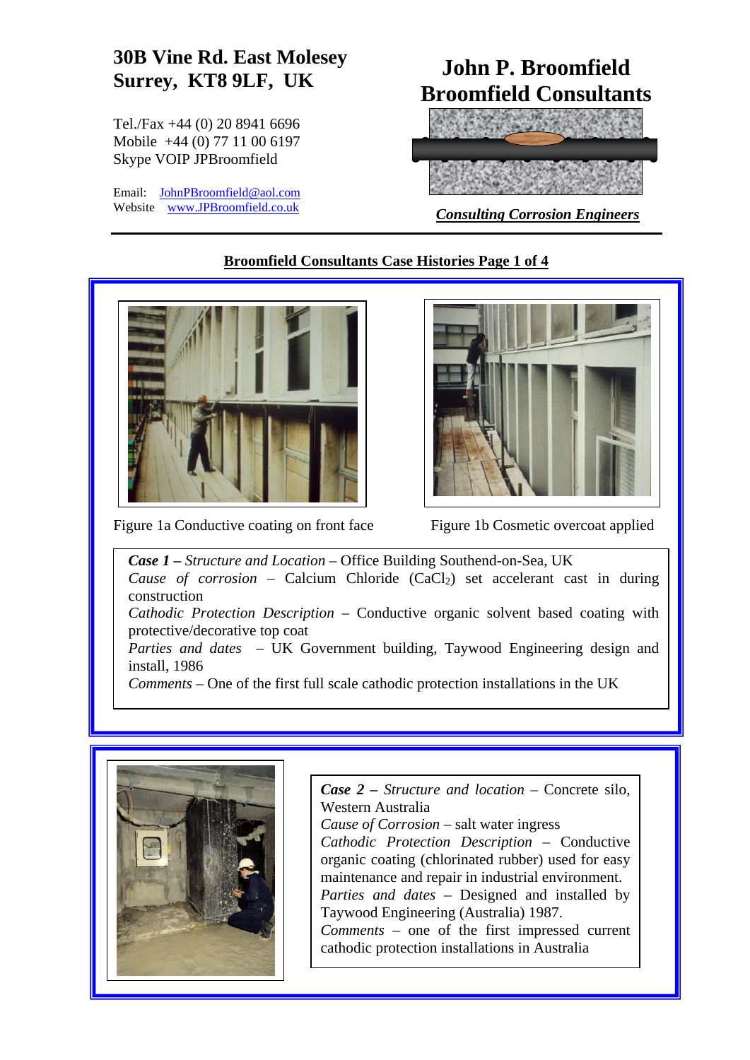**30B Vine Rd. East Molesey**
**Surrey, KT8 9LF, UK**

Tel./Fax +44 (0) 20 8941 6696
Mobile +44 (0) 77 11 00 6197
Skype VOIP JPBroomfield

Email: JohnPBroomfield@aol.com
Website www.JPBroomfield.co.uk

# John P. Broomfield
# Broomfield Consultants

***Consulting Corrosion Engineers***

## Broomfield Consultants Case Histories Page 1 of 4

Figure 1a Conductive coating on front face

Figure 1b Cosmetic overcoat applied

***Case 1 –*** *Structure and Location* – Office Building Southend-on-Sea, UK
*Cause of corrosion* – Calcium Chloride ($CaCl_2$) set accelerant cast in during construction
*Cathodic Protection Description* – Conductive organic solvent based coating with protective/decorative top coat
*Parties and dates* – UK Government building, Taywood Engineering design and install, 1986
*Comments* – One of the first full scale cathodic protection installations in the UK

***Case 2 –*** *Structure and location* – Concrete silo, Western Australia
*Cause of Corrosion* – salt water ingress
*Cathodic Protection Description* – Conductive organic coating (chlorinated rubber) used for easy maintenance and repair in industrial environment.
*Parties and dates* – Designed and installed by Taywood Engineering (Australia) 1987.
*Comments* – one of the first impressed current cathodic protection installations in Australia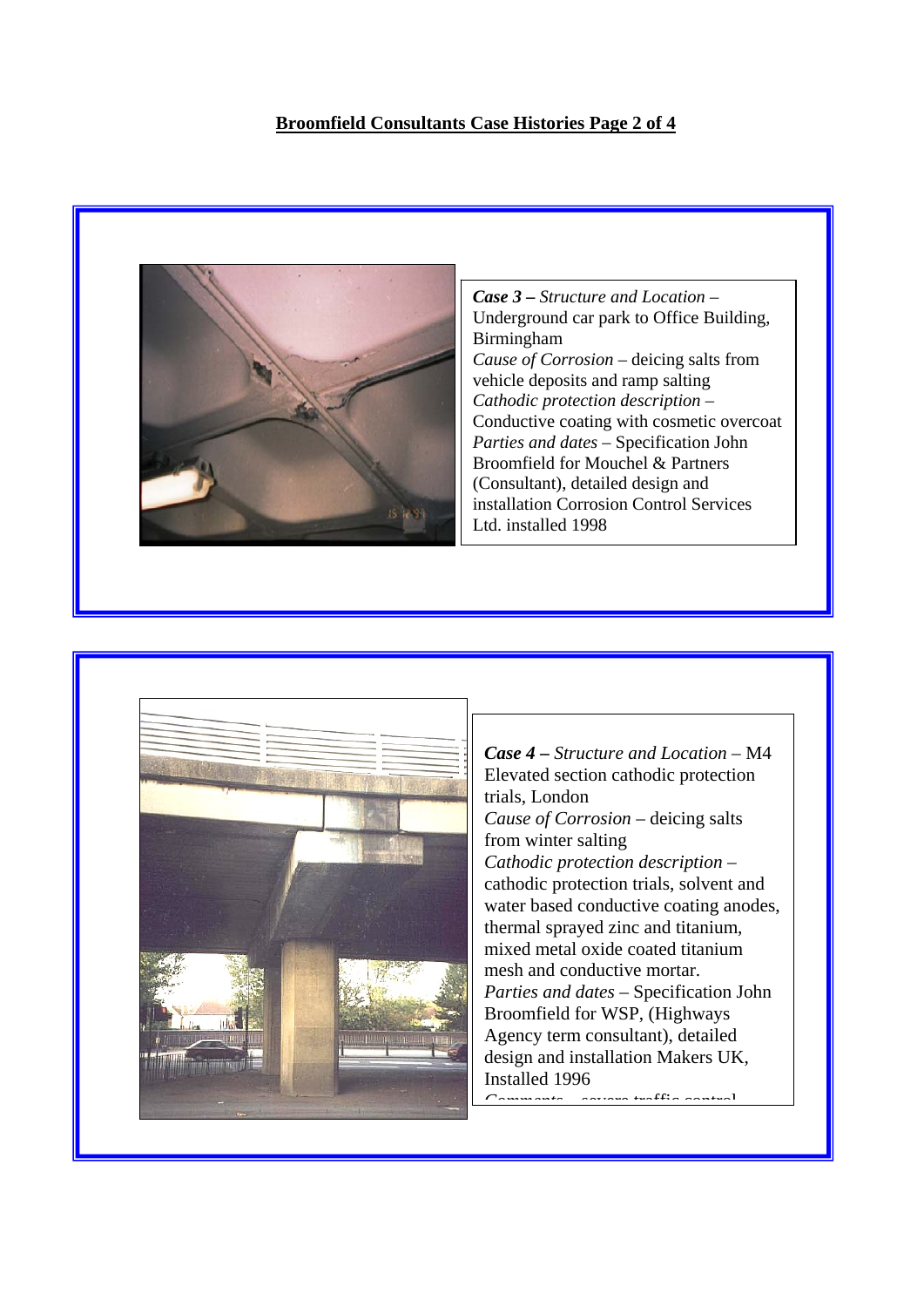**Broomfield Consultants Case Histories Page 2 of 4**

***Case 3 –*** *Structure and Location* – Underground car park to Office Building, Birmingham
*Cause of Corrosion* – deicing salts from vehicle deposits and ramp salting
*Cathodic protection description* – Conductive coating with cosmetic overcoat
*Parties and dates* – Specification John Broomfield for Mouchel & Partners (Consultant), detailed design and installation Corrosion Control Services Ltd. installed 1998

***Case 4 –*** *Structure and Location* – M4 Elevated section cathodic protection trials, London
*Cause of Corrosion* – deicing salts from winter salting
*Cathodic protection description* – cathodic protection trials, solvent and water based conductive coating anodes, thermal sprayed zinc and titanium, mixed metal oxide coated titanium mesh and conductive mortar.
*Parties and dates* – Specification John Broomfield for WSP, (Highways Agency term consultant), detailed design and installation Makers UK, Installed 1996
*Comments* – severe traffic control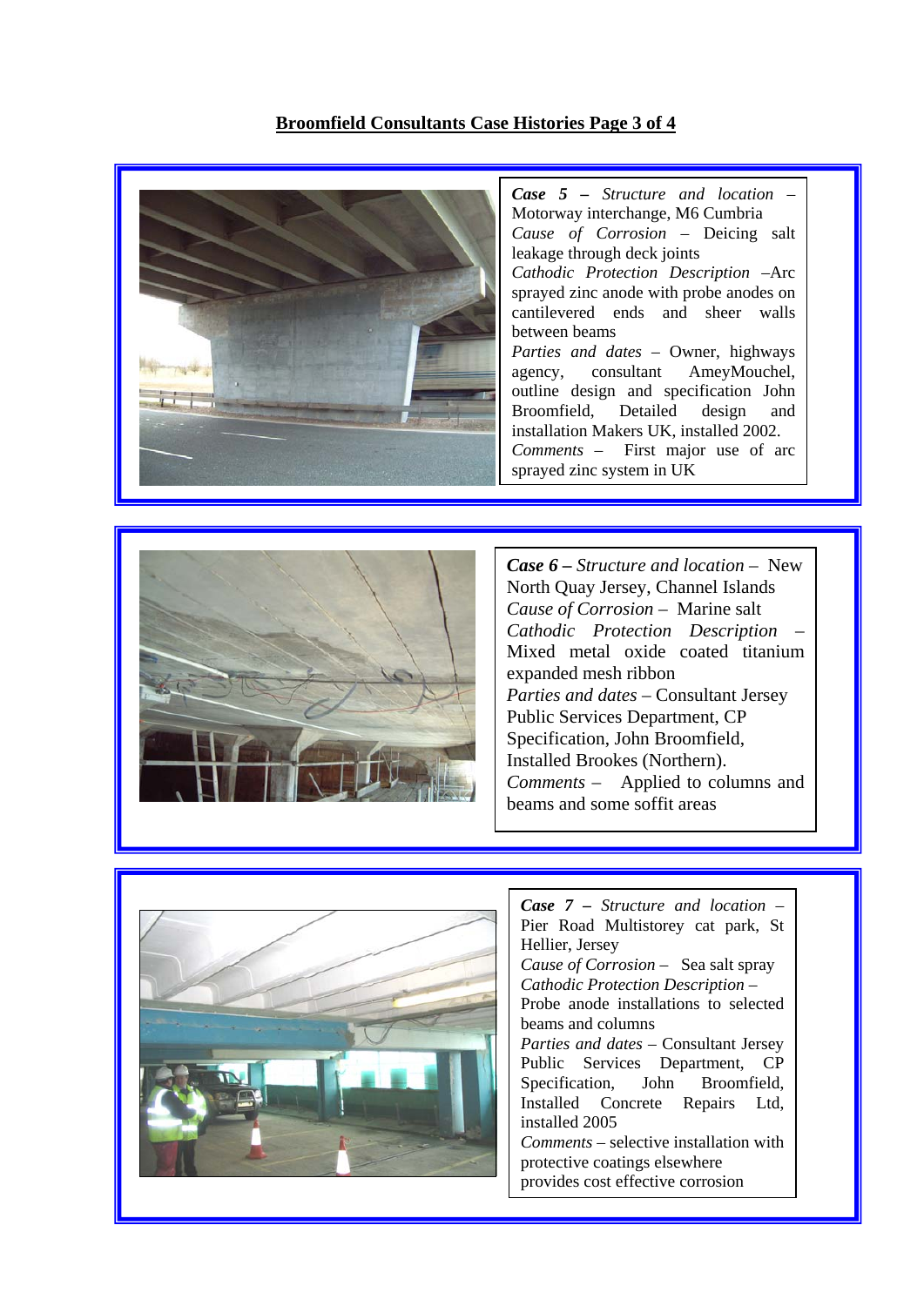**Broomfield Consultants Case Histories Page 3 of 4**

***Case 5 – Structure and location*** *–* Motorway interchange, M6 Cumbria
*Cause of Corrosion* – Deicing salt leakage through deck joints
*Cathodic Protection Description* –Arc sprayed zinc anode with probe anodes on cantilevered ends and sheer walls between beams
*Parties and dates* – Owner, highways agency, consultant AmeyMouchel, outline design and specification John Broomfield, Detailed design and installation Makers UK, installed 2002.
*Comments* – First major use of arc sprayed zinc system in UK

***Case 6 – Structure and location*** – New North Quay Jersey, Channel Islands
*Cause of Corrosion* – Marine salt
*Cathodic Protection Description* – Mixed metal oxide coated titanium expanded mesh ribbon
*Parties and dates* – Consultant Jersey Public Services Department, CP Specification, John Broomfield, Installed Brookes (Northern).
*Comments* – Applied to columns and beams and some soffit areas

***Case 7 – Structure and location*** – Pier Road Multistorey cat park, St Hellier, Jersey
*Cause of Corrosion* – Sea salt spray
*Cathodic Protection Description* – Probe anode installations to selected beams and columns
*Parties and dates* – Consultant Jersey Public Services Department, CP Specification, John Broomfield, Installed Concrete Repairs Ltd, installed 2005
*Comments* – selective installation with protective coatings elsewhere provides cost effective corrosion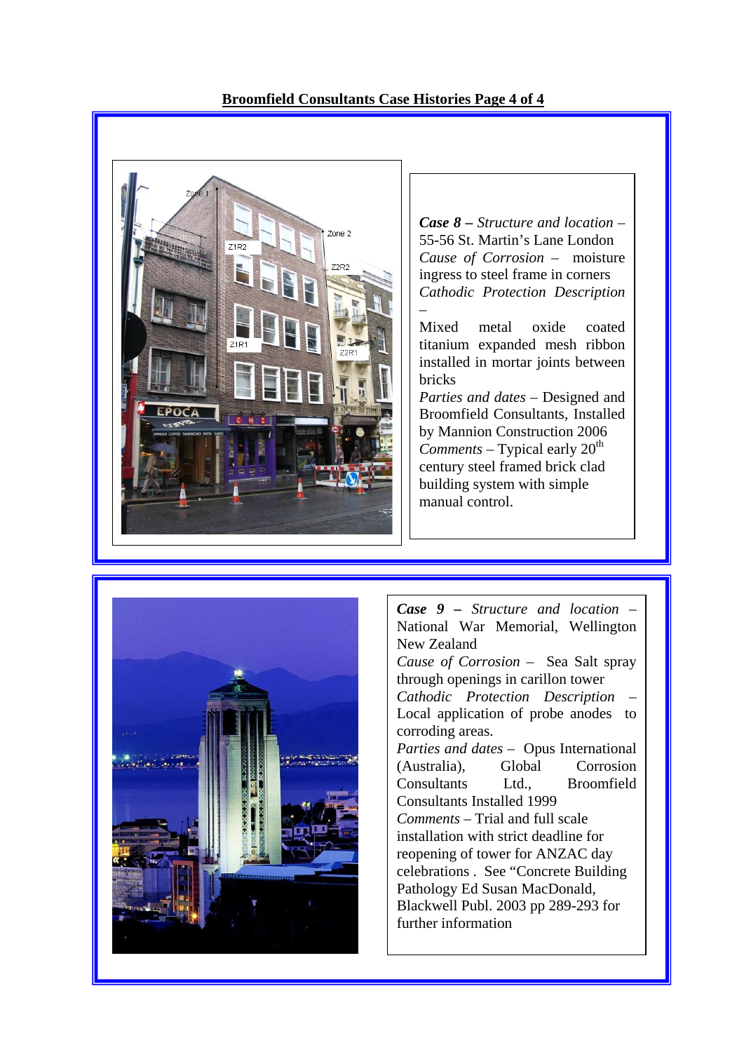**Case 8 –** *Structure and location* – 55-56 St. Martin's Lane London

*Cause of Corrosion* – moisture ingress to steel frame in corners

*Cathodic Protection Description* –

Mixed metal oxide coated titanium expanded mesh ribbon installed in mortar joints between bricks

*Parties and dates* – Designed and Broomfield Consultants, Installed by Mannion Construction 2006

*Comments* – Typical early 20th century steel framed brick clad building system with simple manual control.

**Case 9 –** *Structure and location* – National War Memorial, Wellington New Zealand

*Cause of Corrosion* – Sea Salt spray through openings in carillon tower

*Cathodic Protection Description* – Local application of probe anodes to corroding areas.

*Parties and dates* – Opus International (Australia), Global Corrosion Consultants Ltd., Broomfield Consultants Installed 1999

*Comments* – Trial and full scale installation with strict deadline for reopening of tower for ANZAC day celebrations . See "Concrete Building Pathology Ed Susan MacDonald, Blackwell Publ. 2003 pp 289-293 for further information